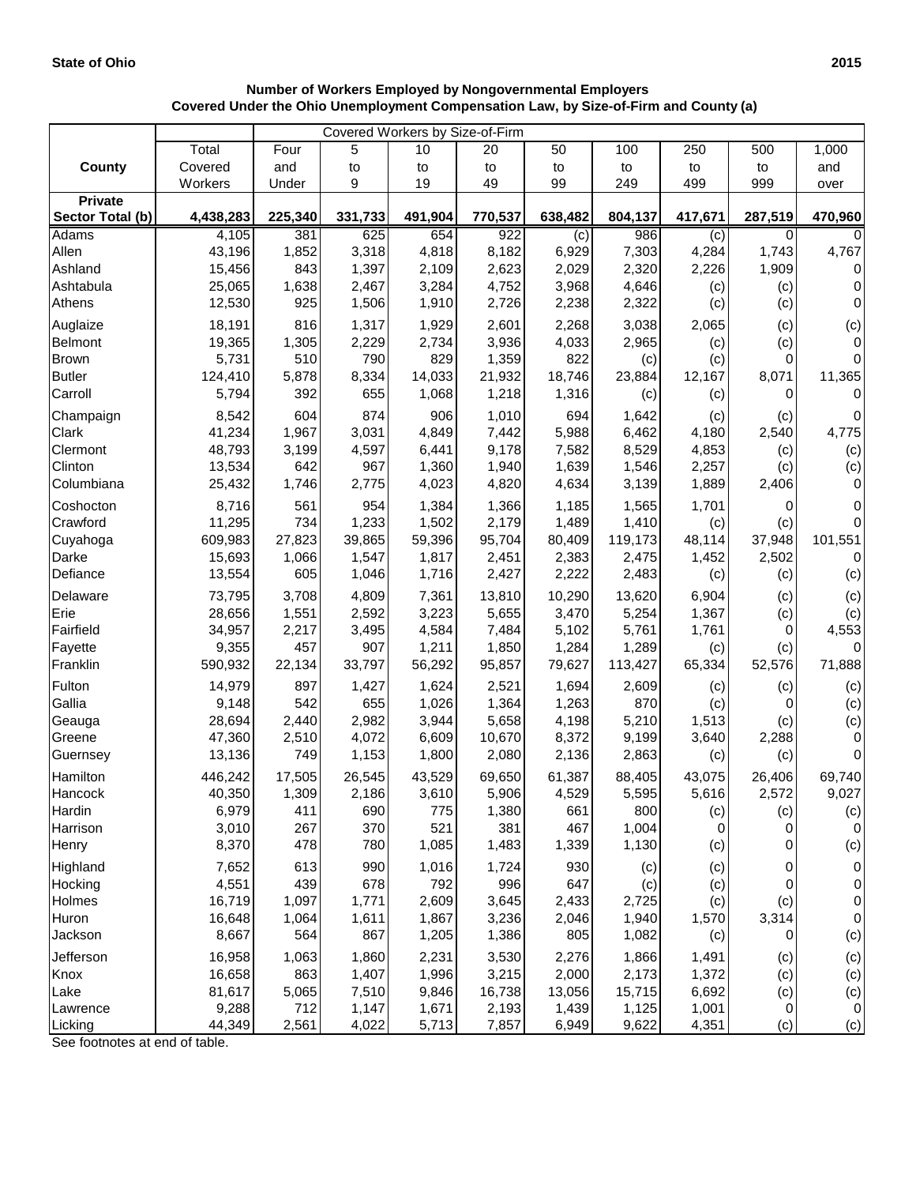**State of Ohio** **2015**

**Number of Workers Employed by Nongovernmental Employers**
**Covered Under the Ohio Unemployment Compensation Law, by Size-of-Firm and County (a)**

| County | Total Covered Workers | Covered Workers by Size-of-Firm: Four and Under | 5 to 9 | 10 to 19 | 20 to 49 | 50 to 99 | 100 to 249 | 250 to 499 | 500 to 999 | 1,000 and over |
|---|---|---|---|---|---|---|---|---|---|---|
| **Private Sector Total (b)** | **4,438,283** | **225,340** | **331,733** | **491,904** | **770,537** | **638,482** | **804,137** | **417,671** | **287,519** | **470,960** |
| Adams | 4,105 | 381 | 625 | 654 | 922 | (c) | 986 | (c) | 0 | 0 |
| Allen | 43,196 | 1,852 | 3,318 | 4,818 | 8,182 | 6,929 | 7,303 | 4,284 | 1,743 | 4,767 |
| Ashland | 15,456 | 843 | 1,397 | 2,109 | 2,623 | 2,029 | 2,320 | 2,226 | 1,909 | 0 |
| Ashtabula | 25,065 | 1,638 | 2,467 | 3,284 | 4,752 | 3,968 | 4,646 | (c) | (c) | 0 |
| Athens | 12,530 | 925 | 1,506 | 1,910 | 2,726 | 2,238 | 2,322 | (c) | (c) | 0 |
| Auglaize | 18,191 | 816 | 1,317 | 1,929 | 2,601 | 2,268 | 3,038 | 2,065 | (c) | (c) |
| Belmont | 19,365 | 1,305 | 2,229 | 2,734 | 3,936 | 4,033 | 2,965 | (c) | (c) | 0 |
| Brown | 5,731 | 510 | 790 | 829 | 1,359 | 822 | (c) | (c) | 0 | 0 |
| Butler | 124,410 | 5,878 | 8,334 | 14,033 | 21,932 | 18,746 | 23,884 | 12,167 | 8,071 | 11,365 |
| Carroll | 5,794 | 392 | 655 | 1,068 | 1,218 | 1,316 | (c) | (c) | 0 | 0 |
| Champaign | 8,542 | 604 | 874 | 906 | 1,010 | 694 | 1,642 | (c) | (c) | 0 |
| Clark | 41,234 | 1,967 | 3,031 | 4,849 | 7,442 | 5,988 | 6,462 | 4,180 | 2,540 | 4,775 |
| Clermont | 48,793 | 3,199 | 4,597 | 6,441 | 9,178 | 7,582 | 8,529 | 4,853 | (c) | (c) |
| Clinton | 13,534 | 642 | 967 | 1,360 | 1,940 | 1,639 | 1,546 | 2,257 | (c) | (c) |
| Columbiana | 25,432 | 1,746 | 2,775 | 4,023 | 4,820 | 4,634 | 3,139 | 1,889 | 2,406 | 0 |
| Coshocton | 8,716 | 561 | 954 | 1,384 | 1,366 | 1,185 | 1,565 | 1,701 | 0 | 0 |
| Crawford | 11,295 | 734 | 1,233 | 1,502 | 2,179 | 1,489 | 1,410 | (c) | (c) | 0 |
| Cuyahoga | 609,983 | 27,823 | 39,865 | 59,396 | 95,704 | 80,409 | 119,173 | 48,114 | 37,948 | 101,551 |
| Darke | 15,693 | 1,066 | 1,547 | 1,817 | 2,451 | 2,383 | 2,475 | 1,452 | 2,502 | 0 |
| Defiance | 13,554 | 605 | 1,046 | 1,716 | 2,427 | 2,222 | 2,483 | (c) | (c) | (c) |
| Delaware | 73,795 | 3,708 | 4,809 | 7,361 | 13,810 | 10,290 | 13,620 | 6,904 | (c) | (c) |
| Erie | 28,656 | 1,551 | 2,592 | 3,223 | 5,655 | 3,470 | 5,254 | 1,367 | (c) | (c) |
| Fairfield | 34,957 | 2,217 | 3,495 | 4,584 | 7,484 | 5,102 | 5,761 | 1,761 | 0 | 4,553 |
| Fayette | 9,355 | 457 | 907 | 1,211 | 1,850 | 1,284 | 1,289 | (c) | (c) | 0 |
| Franklin | 590,932 | 22,134 | 33,797 | 56,292 | 95,857 | 79,627 | 113,427 | 65,334 | 52,576 | 71,888 |
| Fulton | 14,979 | 897 | 1,427 | 1,624 | 2,521 | 1,694 | 2,609 | (c) | (c) | (c) |
| Gallia | 9,148 | 542 | 655 | 1,026 | 1,364 | 1,263 | 870 | (c) | 0 | (c) |
| Geauga | 28,694 | 2,440 | 2,982 | 3,944 | 5,658 | 4,198 | 5,210 | 1,513 | (c) | (c) |
| Greene | 47,360 | 2,510 | 4,072 | 6,609 | 10,670 | 8,372 | 9,199 | 3,640 | 2,288 | 0 |
| Guernsey | 13,136 | 749 | 1,153 | 1,800 | 2,080 | 2,136 | 2,863 | (c) | (c) | 0 |
| Hamilton | 446,242 | 17,505 | 26,545 | 43,529 | 69,650 | 61,387 | 88,405 | 43,075 | 26,406 | 69,740 |
| Hancock | 40,350 | 1,309 | 2,186 | 3,610 | 5,906 | 4,529 | 5,595 | 5,616 | 2,572 | 9,027 |
| Hardin | 6,979 | 411 | 690 | 775 | 1,380 | 661 | 800 | (c) | (c) | (c) |
| Harrison | 3,010 | 267 | 370 | 521 | 381 | 467 | 1,004 | 0 | 0 | 0 |
| Henry | 8,370 | 478 | 780 | 1,085 | 1,483 | 1,339 | 1,130 | (c) | 0 | (c) |
| Highland | 7,652 | 613 | 990 | 1,016 | 1,724 | 930 | (c) | (c) | 0 | 0 |
| Hocking | 4,551 | 439 | 678 | 792 | 996 | 647 | (c) | (c) | 0 | 0 |
| Holmes | 16,719 | 1,097 | 1,771 | 2,609 | 3,645 | 2,433 | 2,725 | (c) | (c) | 0 |
| Huron | 16,648 | 1,064 | 1,611 | 1,867 | 3,236 | 2,046 | 1,940 | 1,570 | 3,314 | 0 |
| Jackson | 8,667 | 564 | 867 | 1,205 | 1,386 | 805 | 1,082 | (c) | 0 | (c) |
| Jefferson | 16,958 | 1,063 | 1,860 | 2,231 | 3,530 | 2,276 | 1,866 | 1,491 | (c) | (c) |
| Knox | 16,658 | 863 | 1,407 | 1,996 | 3,215 | 2,000 | 2,173 | 1,372 | (c) | (c) |
| Lake | 81,617 | 5,065 | 7,510 | 9,846 | 16,738 | 13,056 | 15,715 | 6,692 | (c) | (c) |
| Lawrence | 9,288 | 712 | 1,147 | 1,671 | 2,193 | 1,439 | 1,125 | 1,001 | 0 | 0 |
| Licking | 44,349 | 2,561 | 4,022 | 5,713 | 7,857 | 6,949 | 9,622 | 4,351 | (c) | (c) |

See footnotes at end of table.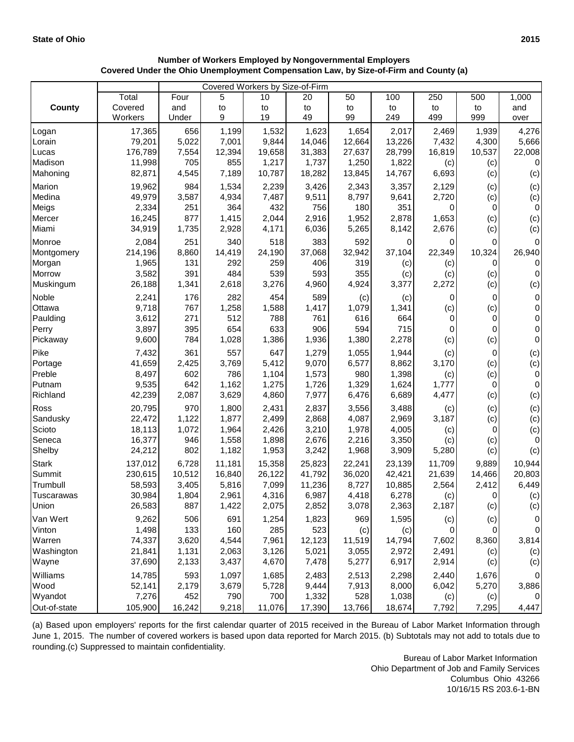**State of Ohio** **2015**

**Number of Workers Employed by Nongovernmental Employers**
**Covered Under the Ohio Unemployment Compensation Law, by Size-of-Firm and County (a)**

| County | Total Covered Workers | Covered Workers by Size-of-Firm: Four and Under | 5 to 9 | 10 to 19 | 20 to 49 | 50 to 99 | 100 to 249 | 250 to 499 | 500 to 999 | 1,000 and over |
|---|---|---|---|---|---|---|---|---|---|---|
| Logan | 17,365 | 656 | 1,199 | 1,532 | 1,623 | 1,654 | 2,017 | 2,469 | 1,939 | 4,276 |
| Lorain | 79,201 | 5,022 | 7,001 | 9,844 | 14,046 | 12,664 | 13,226 | 7,432 | 4,300 | 5,666 |
| Lucas | 176,789 | 7,554 | 12,394 | 19,658 | 31,383 | 27,637 | 28,799 | 16,819 | 10,537 | 22,008 |
| Madison | 11,998 | 705 | 855 | 1,217 | 1,737 | 1,250 | 1,822 | (c) | (c) | 0 |
| Mahoning | 82,871 | 4,545 | 7,189 | 10,787 | 18,282 | 13,845 | 14,767 | 6,693 | (c) | (c) |
| Marion | 19,962 | 984 | 1,534 | 2,239 | 3,426 | 2,343 | 3,357 | 2,129 | (c) | (c) |
| Medina | 49,979 | 3,587 | 4,934 | 7,487 | 9,511 | 8,797 | 9,641 | 2,720 | (c) | (c) |
| Meigs | 2,334 | 251 | 364 | 432 | 756 | 180 | 351 | 0 | 0 | 0 |
| Mercer | 16,245 | 877 | 1,415 | 2,044 | 2,916 | 1,952 | 2,878 | 1,653 | (c) | (c) |
| Miami | 34,919 | 1,735 | 2,928 | 4,171 | 6,036 | 5,265 | 8,142 | 2,676 | (c) | (c) |
| Monroe | 2,084 | 251 | 340 | 518 | 383 | 592 | 0 | 0 | 0 | 0 |
| Montgomery | 214,196 | 8,860 | 14,419 | 24,190 | 37,068 | 32,942 | 37,104 | 22,349 | 10,324 | 26,940 |
| Morgan | 1,965 | 131 | 292 | 259 | 406 | 319 | (c) | (c) | 0 | 0 |
| Morrow | 3,582 | 391 | 484 | 539 | 593 | 355 | (c) | (c) | (c) | 0 |
| Muskingum | 26,188 | 1,341 | 2,618 | 3,276 | 4,960 | 4,924 | 3,377 | 2,272 | (c) | (c) |
| Noble | 2,241 | 176 | 282 | 454 | 589 | (c) | (c) | 0 | 0 | 0 |
| Ottawa | 9,718 | 767 | 1,258 | 1,588 | 1,417 | 1,079 | 1,341 | (c) | (c) | 0 |
| Paulding | 3,612 | 271 | 512 | 788 | 761 | 616 | 664 | 0 | 0 | 0 |
| Perry | 3,897 | 395 | 654 | 633 | 906 | 594 | 715 | 0 | 0 | 0 |
| Pickaway | 9,600 | 784 | 1,028 | 1,386 | 1,936 | 1,380 | 2,278 | (c) | (c) | 0 |
| Pike | 7,432 | 361 | 557 | 647 | 1,279 | 1,055 | 1,944 | (c) | 0 | (c) |
| Portage | 41,659 | 2,425 | 3,769 | 5,412 | 9,070 | 6,577 | 8,862 | 3,170 | (c) | (c) |
| Preble | 8,497 | 602 | 786 | 1,104 | 1,573 | 980 | 1,398 | (c) | (c) | 0 |
| Putnam | 9,535 | 642 | 1,162 | 1,275 | 1,726 | 1,329 | 1,624 | 1,777 | 0 | 0 |
| Richland | 42,239 | 2,087 | 3,629 | 4,860 | 7,977 | 6,476 | 6,689 | 4,477 | (c) | (c) |
| Ross | 20,795 | 970 | 1,800 | 2,431 | 2,837 | 3,556 | 3,488 | (c) | (c) | (c) |
| Sandusky | 22,472 | 1,122 | 1,877 | 2,499 | 2,868 | 4,087 | 2,969 | 3,187 | (c) | (c) |
| Scioto | 18,113 | 1,072 | 1,964 | 2,426 | 3,210 | 1,978 | 4,005 | (c) | 0 | (c) |
| Seneca | 16,377 | 946 | 1,558 | 1,898 | 2,676 | 2,216 | 3,350 | (c) | (c) | 0 |
| Shelby | 24,212 | 802 | 1,182 | 1,953 | 3,242 | 1,968 | 3,909 | 5,280 | (c) | (c) |
| Stark | 137,012 | 6,728 | 11,181 | 15,358 | 25,823 | 22,241 | 23,139 | 11,709 | 9,889 | 10,944 |
| Summit | 230,615 | 10,512 | 16,840 | 26,122 | 41,792 | 36,020 | 42,421 | 21,639 | 14,466 | 20,803 |
| Trumbull | 58,593 | 3,405 | 5,816 | 7,099 | 11,236 | 8,727 | 10,885 | 2,564 | 2,412 | 6,449 |
| Tuscarawas | 30,984 | 1,804 | 2,961 | 4,316 | 6,987 | 4,418 | 6,278 | (c) | 0 | (c) |
| Union | 26,583 | 887 | 1,422 | 2,075 | 2,852 | 3,078 | 2,363 | 2,187 | (c) | (c) |
| Van Wert | 9,262 | 506 | 691 | 1,254 | 1,823 | 969 | 1,595 | (c) | (c) | 0 |
| Vinton | 1,498 | 133 | 160 | 285 | 523 | (c) | (c) | 0 | 0 | 0 |
| Warren | 74,337 | 3,620 | 4,544 | 7,961 | 12,123 | 11,519 | 14,794 | 7,602 | 8,360 | 3,814 |
| Washington | 21,841 | 1,131 | 2,063 | 3,126 | 5,021 | 3,055 | 2,972 | 2,491 | (c) | (c) |
| Wayne | 37,690 | 2,133 | 3,437 | 4,670 | 7,478 | 5,277 | 6,917 | 2,914 | (c) | (c) |
| Williams | 14,785 | 593 | 1,097 | 1,685 | 2,483 | 2,513 | 2,298 | 2,440 | 1,676 | 0 |
| Wood | 52,141 | 2,179 | 3,679 | 5,728 | 9,444 | 7,913 | 8,000 | 6,042 | 5,270 | 3,886 |
| Wyandot | 7,276 | 452 | 790 | 700 | 1,332 | 528 | 1,038 | (c) | (c) | 0 |
| Out-of-state | 105,900 | 16,242 | 9,218 | 11,076 | 17,390 | 13,766 | 18,674 | 7,792 | 7,295 | 4,447 |

(a) Based upon employers' reports for the first calendar quarter of 2015 received in the Bureau of Labor Market Information through June 1, 2015. The number of covered workers is based upon data reported for March 2015. (b) Subtotals may not add to totals due to rounding.(c) Suppressed to maintain confidentiality.

Bureau of Labor Market Information
Ohio Department of Job and Family Services
Columbus Ohio 43266
10/16/15 RS 203.6-1-BN